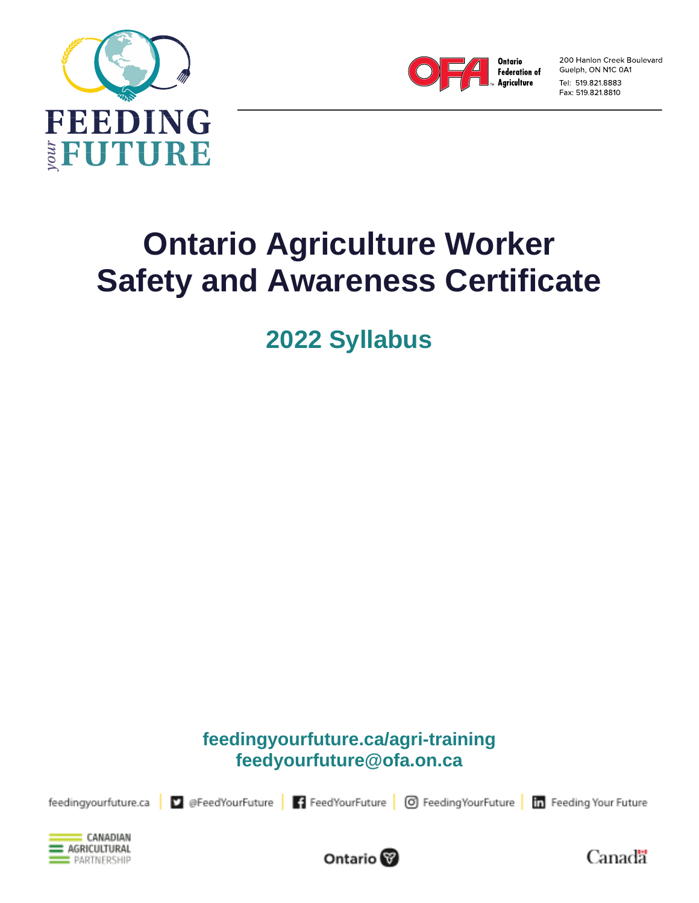FEEDING your FUTURE

Ontario Federation of Agriculture

200 Hanlon Creek Boulevard
Guelph, ON N1C 0A1
Tel: 519.821.8883
Fax: 519.821.8810

# Ontario Agriculture Worker Safety and Awareness Certificate

## 2022 Syllabus

**feedingyourfuture.ca/agri-training**
**feedyourfuture@ofa.on.ca**

feedingyourfuture.ca | @FeedYourFuture | FeedYourFuture | FeedingYourFuture | Feeding Your Future

Canadian Agricultural Partnership | Ontario | Canada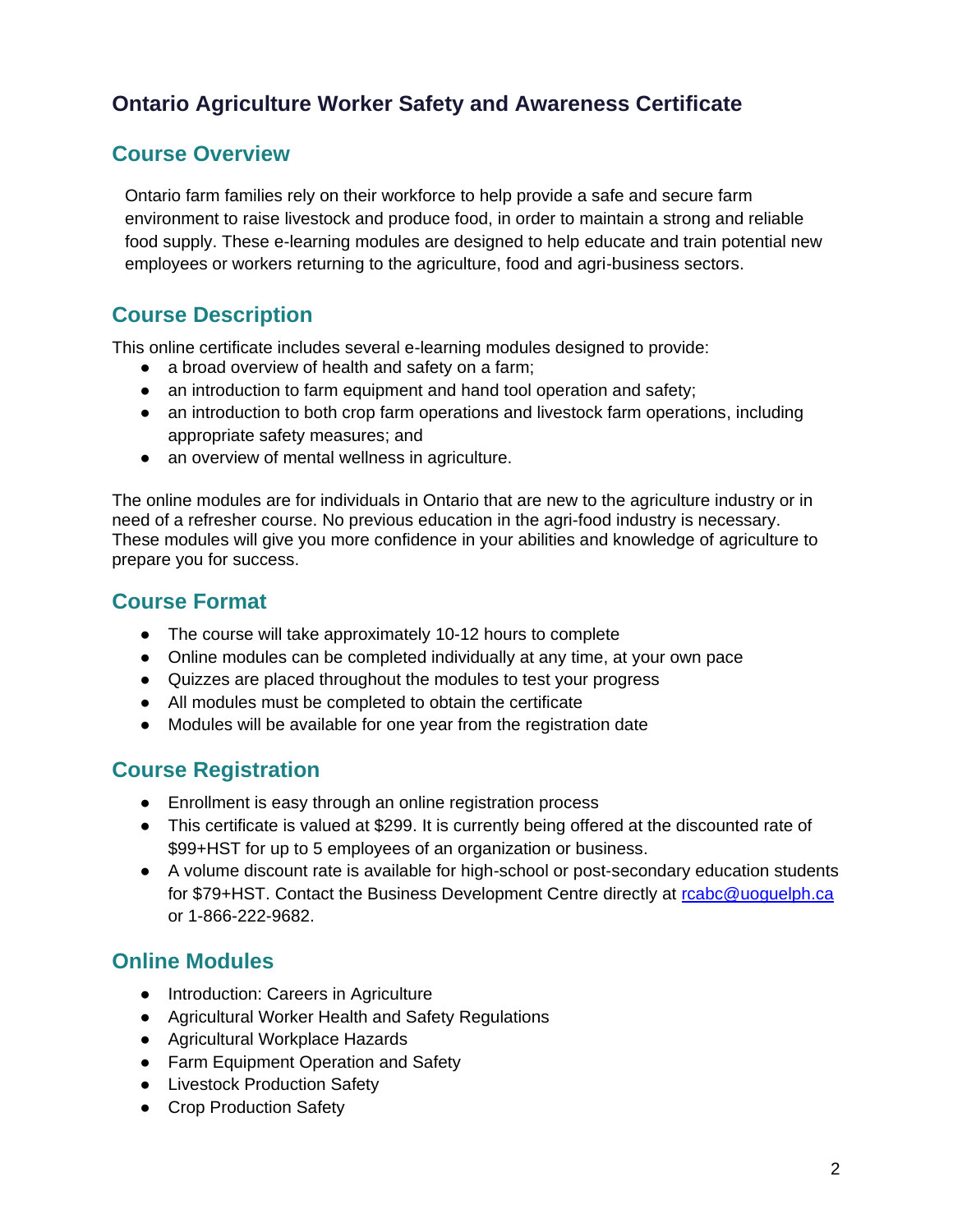# Ontario Agriculture Worker Safety and Awareness Certificate

## Course Overview

Ontario farm families rely on their workforce to help provide a safe and secure farm environment to raise livestock and produce food, in order to maintain a strong and reliable food supply. These e-learning modules are designed to help educate and train potential new employees or workers returning to the agriculture, food and agri-business sectors.

## Course Description

This online certificate includes several e-learning modules designed to provide:

- a broad overview of health and safety on a farm;
- an introduction to farm equipment and hand tool operation and safety;
- an introduction to both crop farm operations and livestock farm operations, including appropriate safety measures; and
- an overview of mental wellness in agriculture.

The online modules are for individuals in Ontario that are new to the agriculture industry or in need of a refresher course. No previous education in the agri-food industry is necessary. These modules will give you more confidence in your abilities and knowledge of agriculture to prepare you for success.

## Course Format

- The course will take approximately 10-12 hours to complete
- Online modules can be completed individually at any time, at your own pace
- Quizzes are placed throughout the modules to test your progress
- All modules must be completed to obtain the certificate
- Modules will be available for one year from the registration date

## Course Registration

- Enrollment is easy through an online registration process
- This certificate is valued at $299. It is currently being offered at the discounted rate of $99+HST for up to 5 employees of an organization or business.
- A volume discount rate is available for high-school or post-secondary education students for $79+HST. Contact the Business Development Centre directly at [rcabc@uoguelph.ca](mailto:rcabc@uoguelph.ca) or 1-866-222-9682.

## Online Modules

- Introduction: Careers in Agriculture
- Agricultural Worker Health and Safety Regulations
- Agricultural Workplace Hazards
- Farm Equipment Operation and Safety
- Livestock Production Safety
- Crop Production Safety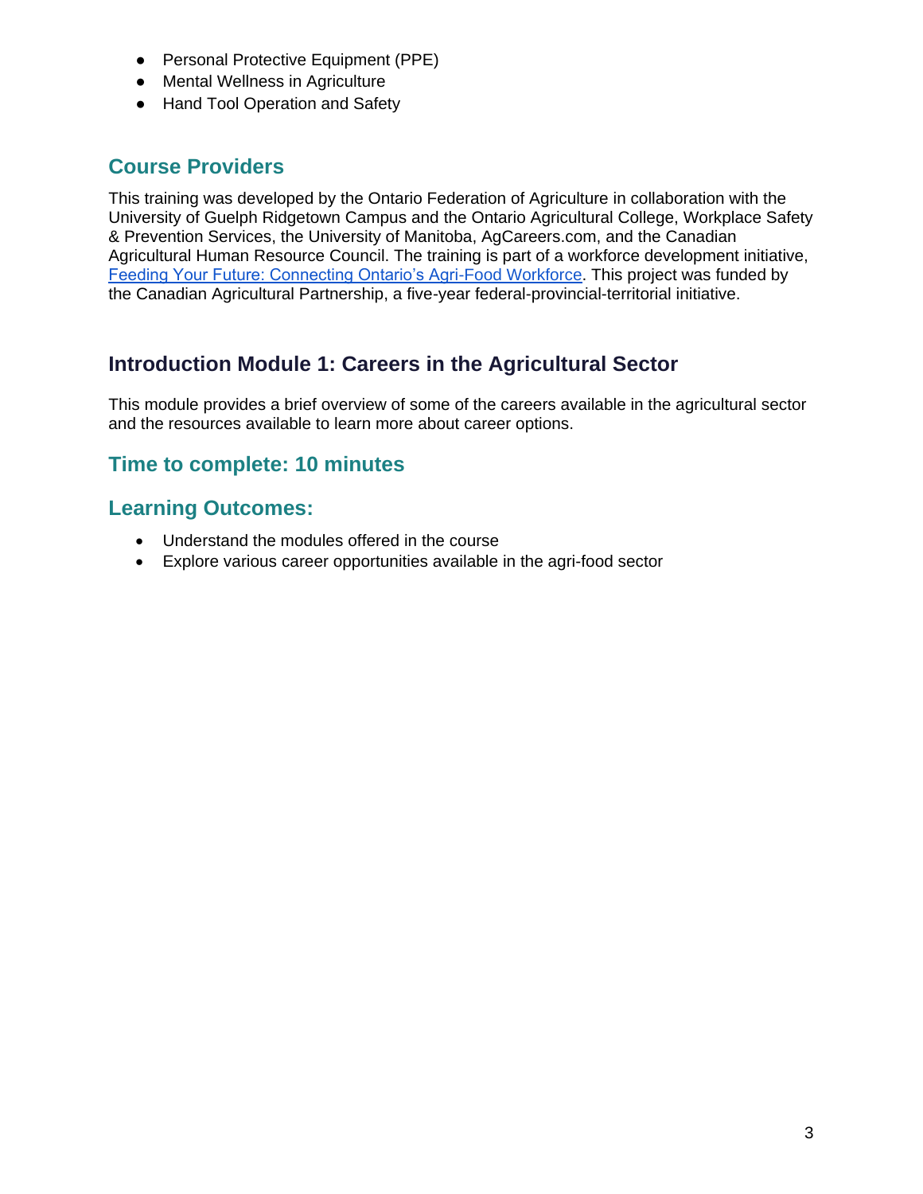- Personal Protective Equipment (PPE)
- Mental Wellness in Agriculture
- Hand Tool Operation and Safety

## Course Providers

This training was developed by the Ontario Federation of Agriculture in collaboration with the University of Guelph Ridgetown Campus and the Ontario Agricultural College, Workplace Safety & Prevention Services, the University of Manitoba, AgCareers.com, and the Canadian Agricultural Human Resource Council. The training is part of a workforce development initiative, Feeding Your Future: Connecting Ontario's Agri-Food Workforce. This project was funded by the Canadian Agricultural Partnership, a five-year federal-provincial-territorial initiative.

## Introduction Module 1: Careers in the Agricultural Sector

This module provides a brief overview of some of the careers available in the agricultural sector and the resources available to learn more about career options.

## Time to complete: 10 minutes

## Learning Outcomes:

- Understand the modules offered in the course
- Explore various career opportunities available in the agri-food sector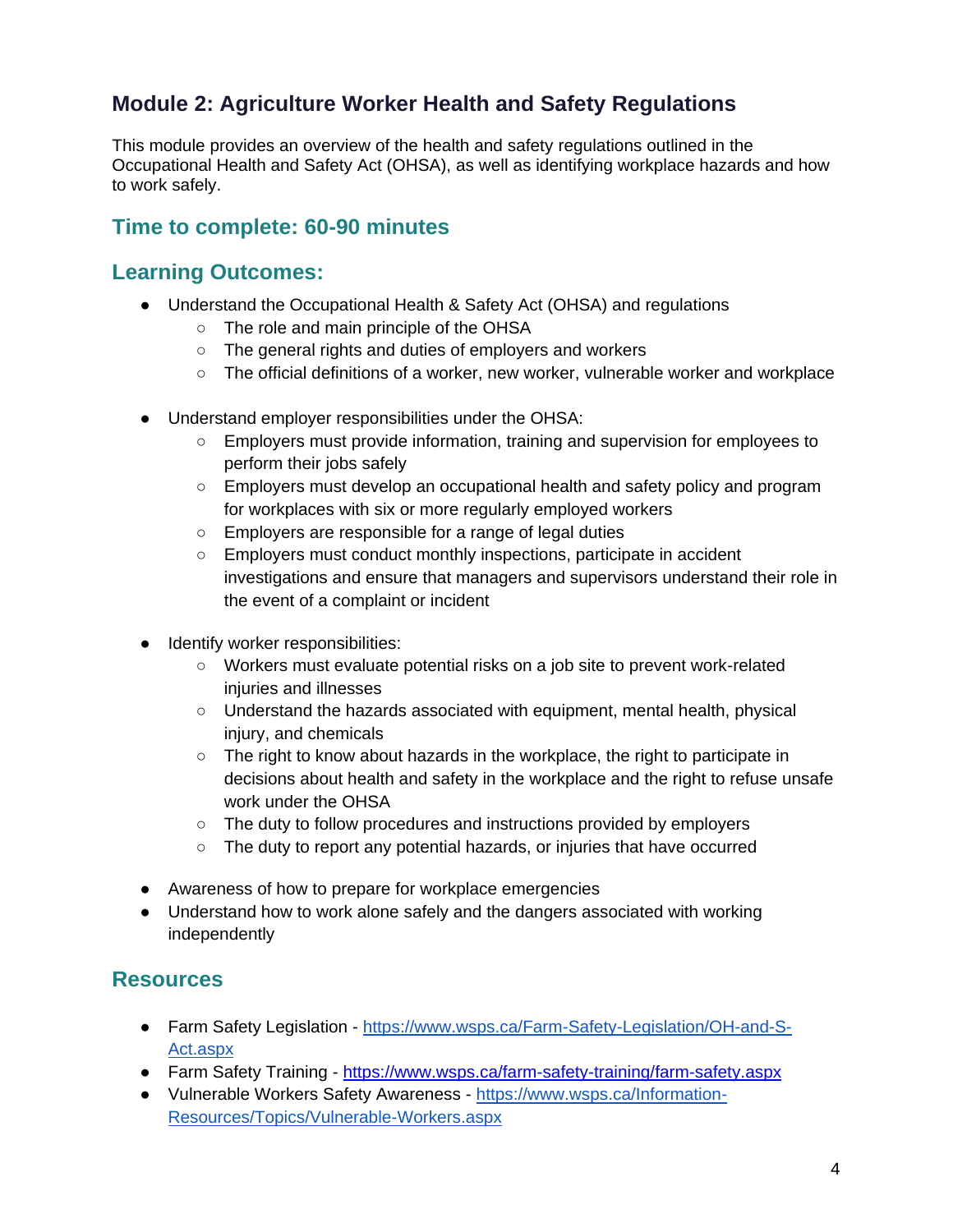## Module 2: Agriculture Worker Health and Safety Regulations

This module provides an overview of the health and safety regulations outlined in the Occupational Health and Safety Act (OHSA), as well as identifying workplace hazards and how to work safely.

### Time to complete: 60-90 minutes

### Learning Outcomes:

- Understand the Occupational Health & Safety Act (OHSA) and regulations
  - The role and main principle of the OHSA
  - The general rights and duties of employers and workers
  - The official definitions of a worker, new worker, vulnerable worker and workplace

- Understand employer responsibilities under the OHSA:
  - Employers must provide information, training and supervision for employees to perform their jobs safely
  - Employers must develop an occupational health and safety policy and program for workplaces with six or more regularly employed workers
  - Employers are responsible for a range of legal duties
  - Employers must conduct monthly inspections, participate in accident investigations and ensure that managers and supervisors understand their role in the event of a complaint or incident

- Identify worker responsibilities:
  - Workers must evaluate potential risks on a job site to prevent work-related injuries and illnesses
  - Understand the hazards associated with equipment, mental health, physical injury, and chemicals
  - The right to know about hazards in the workplace, the right to participate in decisions about health and safety in the workplace and the right to refuse unsafe work under the OHSA
  - The duty to follow procedures and instructions provided by employers
  - The duty to report any potential hazards, or injuries that have occurred

- Awareness of how to prepare for workplace emergencies
- Understand how to work alone safely and the dangers associated with working independently

### Resources

- Farm Safety Legislation - [https://www.wsps.ca/Farm-Safety-Legislation/OH-and-S-Act.aspx](https://www.wsps.ca/Farm-Safety-Legislation/OH-and-S-Act.aspx)
- Farm Safety Training - [https://www.wsps.ca/farm-safety-training/farm-safety.aspx](https://www.wsps.ca/farm-safety-training/farm-safety.aspx)
- Vulnerable Workers Safety Awareness - [https://www.wsps.ca/Information-Resources/Topics/Vulnerable-Workers.aspx](https://www.wsps.ca/Information-Resources/Topics/Vulnerable-Workers.aspx)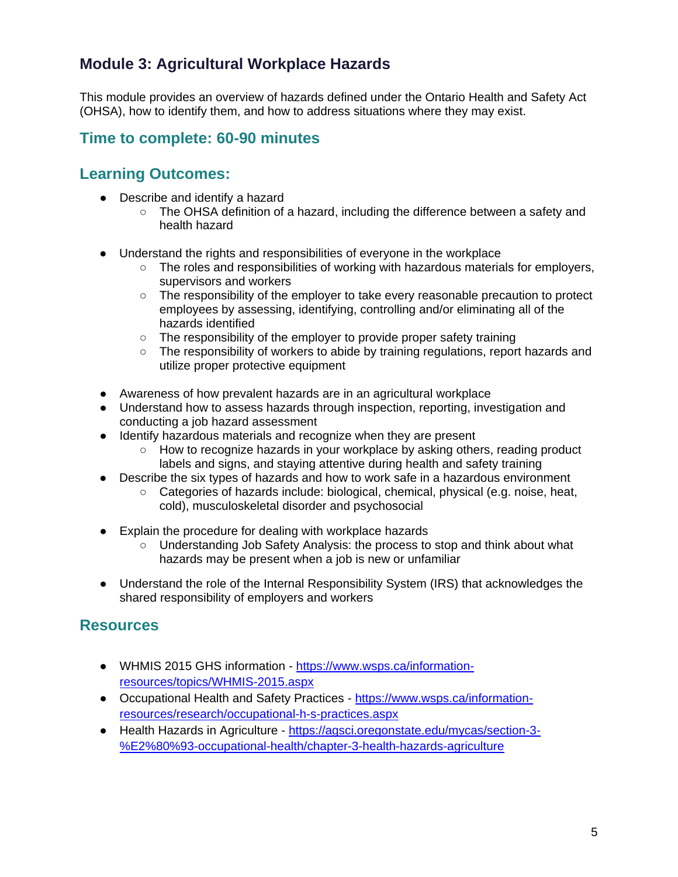## Module 3: Agricultural Workplace Hazards

This module provides an overview of hazards defined under the Ontario Health and Safety Act (OHSA), how to identify them, and how to address situations where they may exist.

### Time to complete: 60-90 minutes

### Learning Outcomes:

- Describe and identify a hazard
    - The OHSA definition of a hazard, including the difference between a safety and health hazard
- Understand the rights and responsibilities of everyone in the workplace
    - The roles and responsibilities of working with hazardous materials for employers, supervisors and workers
    - The responsibility of the employer to take every reasonable precaution to protect employees by assessing, identifying, controlling and/or eliminating all of the hazards identified
    - The responsibility of the employer to provide proper safety training
    - The responsibility of workers to abide by training regulations, report hazards and utilize proper protective equipment
- Awareness of how prevalent hazards are in an agricultural workplace
- Understand how to assess hazards through inspection, reporting, investigation and conducting a job hazard assessment
- Identify hazardous materials and recognize when they are present
    - How to recognize hazards in your workplace by asking others, reading product labels and signs, and staying attentive during health and safety training
- Describe the six types of hazards and how to work safe in a hazardous environment
    - Categories of hazards include: biological, chemical, physical (e.g. noise, heat, cold), musculoskeletal disorder and psychosocial
- Explain the procedure for dealing with workplace hazards
    - Understanding Job Safety Analysis: the process to stop and think about what hazards may be present when a job is new or unfamiliar
- Understand the role of the Internal Responsibility System (IRS) that acknowledges the shared responsibility of employers and workers

### Resources

- WHMIS 2015 GHS information - [https://www.wsps.ca/information-resources/topics/WHMIS-2015.aspx](https://www.wsps.ca/information-resources/topics/WHMIS-2015.aspx)
- Occupational Health and Safety Practices - [https://www.wsps.ca/information-resources/research/occupational-h-s-practices.aspx](https://www.wsps.ca/information-resources/research/occupational-h-s-practices.aspx)
- Health Hazards in Agriculture - [https://agsci.oregonstate.edu/mycas/section-3-%E2%80%93-occupational-health/chapter-3-health-hazards-agriculture](https://agsci.oregonstate.edu/mycas/section-3-%E2%80%93-occupational-health/chapter-3-health-hazards-agriculture)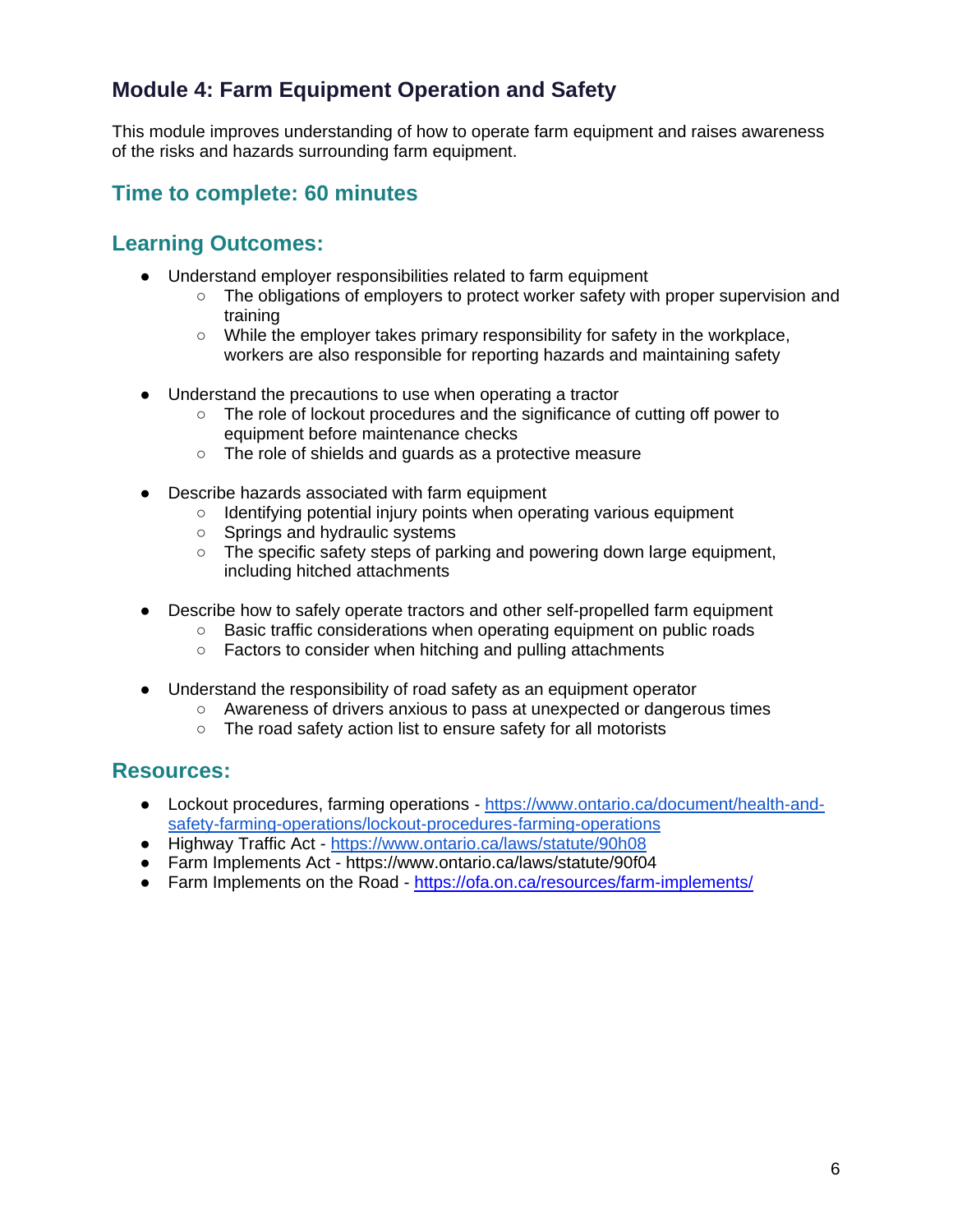## Module 4: Farm Equipment Operation and Safety

This module improves understanding of how to operate farm equipment and raises awareness of the risks and hazards surrounding farm equipment.

### Time to complete: 60 minutes

### Learning Outcomes:

- Understand employer responsibilities related to farm equipment
    - The obligations of employers to protect worker safety with proper supervision and training
    - While the employer takes primary responsibility for safety in the workplace, workers are also responsible for reporting hazards and maintaining safety

- Understand the precautions to use when operating a tractor
    - The role of lockout procedures and the significance of cutting off power to equipment before maintenance checks
    - The role of shields and guards as a protective measure

- Describe hazards associated with farm equipment
    - Identifying potential injury points when operating various equipment
    - Springs and hydraulic systems
    - The specific safety steps of parking and powering down large equipment, including hitched attachments

- Describe how to safely operate tractors and other self-propelled farm equipment
    - Basic traffic considerations when operating equipment on public roads
    - Factors to consider when hitching and pulling attachments

- Understand the responsibility of road safety as an equipment operator
    - Awareness of drivers anxious to pass at unexpected or dangerous times
    - The road safety action list to ensure safety for all motorists

### Resources:

- Lockout procedures, farming operations - https://www.ontario.ca/document/health-and-safety-farming-operations/lockout-procedures-farming-operations
- Highway Traffic Act - https://www.ontario.ca/laws/statute/90h08
- Farm Implements Act - https://www.ontario.ca/laws/statute/90f04
- Farm Implements on the Road - https://ofa.on.ca/resources/farm-implements/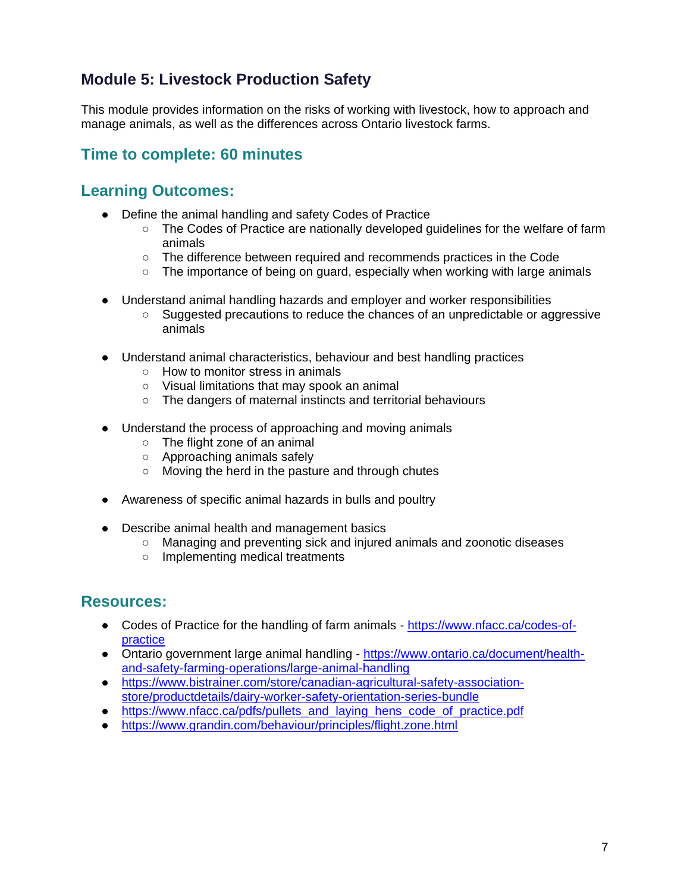## Module 5: Livestock Production Safety

This module provides information on the risks of working with livestock, how to approach and manage animals, as well as the differences across Ontario livestock farms.

### Time to complete: 60 minutes

### Learning Outcomes:

- Define the animal handling and safety Codes of Practice
  - The Codes of Practice are nationally developed guidelines for the welfare of farm animals
  - The difference between required and recommends practices in the Code
  - The importance of being on guard, especially when working with large animals

- Understand animal handling hazards and employer and worker responsibilities
  - Suggested precautions to reduce the chances of an unpredictable or aggressive animals

- Understand animal characteristics, behaviour and best handling practices
  - How to monitor stress in animals
  - Visual limitations that may spook an animal
  - The dangers of maternal instincts and territorial behaviours

- Understand the process of approaching and moving animals
  - The flight zone of an animal
  - Approaching animals safely
  - Moving the herd in the pasture and through chutes

- Awareness of specific animal hazards in bulls and poultry

- Describe animal health and management basics
  - Managing and preventing sick and injured animals and zoonotic diseases
  - Implementing medical treatments

### Resources:

- Codes of Practice for the handling of farm animals - https://www.nfacc.ca/codes-of-practice
- Ontario government large animal handling - https://www.ontario.ca/document/health-and-safety-farming-operations/large-animal-handling
- https://www.bistrainer.com/store/canadian-agricultural-safety-association-store/productdetails/dairy-worker-safety-orientation-series-bundle
- https://www.nfacc.ca/pdfs/pullets_and_laying_hens_code_of_practice.pdf
- https://www.grandin.com/behaviour/principles/flight.zone.html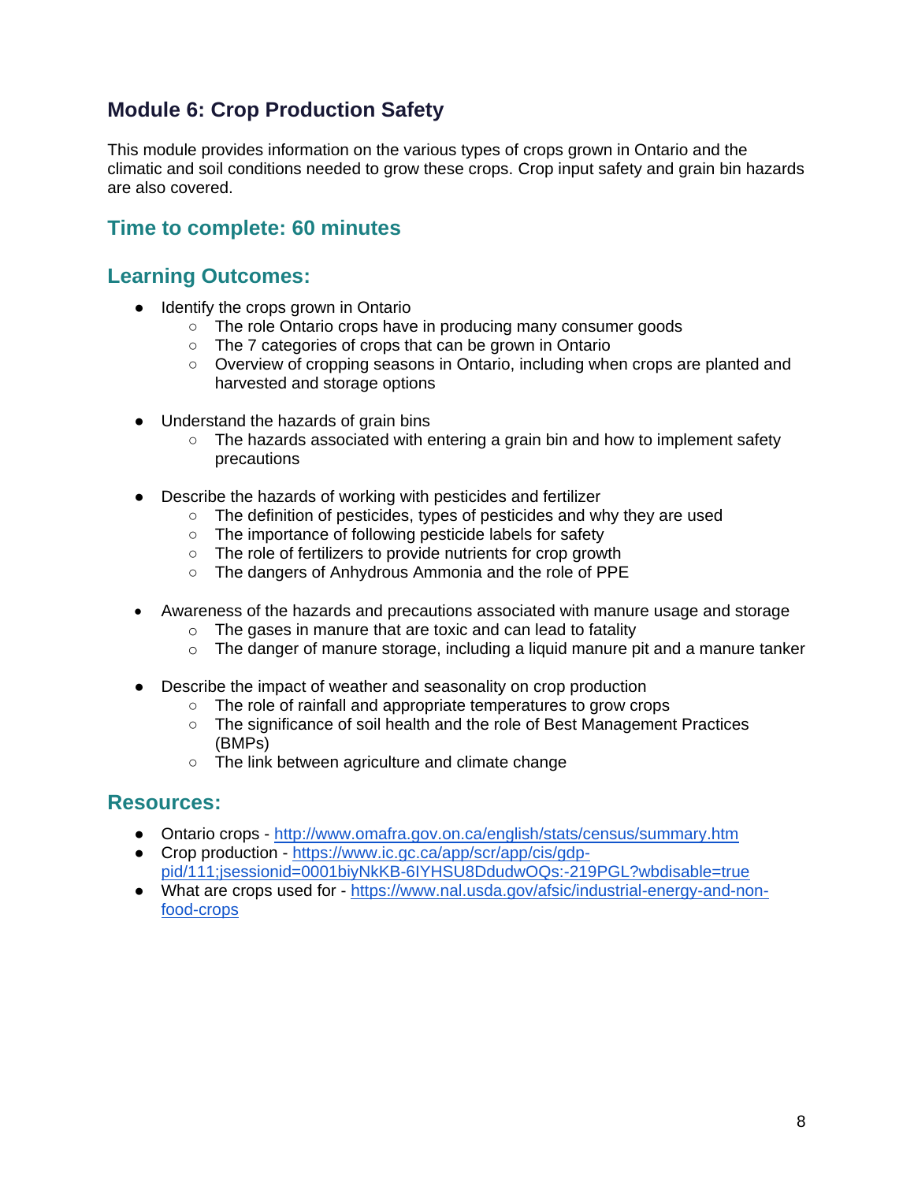## Module 6: Crop Production Safety

This module provides information on the various types of crops grown in Ontario and the climatic and soil conditions needed to grow these crops. Crop input safety and grain bin hazards are also covered.

### Time to complete: 60 minutes

### Learning Outcomes:

- Identify the crops grown in Ontario
  - The role Ontario crops have in producing many consumer goods
  - The 7 categories of crops that can be grown in Ontario
  - Overview of cropping seasons in Ontario, including when crops are planted and harvested and storage options

- Understand the hazards of grain bins
  - The hazards associated with entering a grain bin and how to implement safety precautions

- Describe the hazards of working with pesticides and fertilizer
  - The definition of pesticides, types of pesticides and why they are used
  - The importance of following pesticide labels for safety
  - The role of fertilizers to provide nutrients for crop growth
  - The dangers of Anhydrous Ammonia and the role of PPE

- Awareness of the hazards and precautions associated with manure usage and storage
  - The gases in manure that are toxic and can lead to fatality
  - The danger of manure storage, including a liquid manure pit and a manure tanker

- Describe the impact of weather and seasonality on crop production
  - The role of rainfall and appropriate temperatures to grow crops
  - The significance of soil health and the role of Best Management Practices (BMPs)
  - The link between agriculture and climate change

### Resources:

- Ontario crops - [http://www.omafra.gov.on.ca/english/stats/census/summary.htm](http://www.omafra.gov.on.ca/english/stats/census/summary.htm)
- Crop production - [https://www.ic.gc.ca/app/scr/app/cis/gdp-pid/111;jsessionid=0001biyNkKB-6IYHSU8DdudwOQs:-219PGL?wbdisable=true](https://www.ic.gc.ca/app/scr/app/cis/gdp-pid/111;jsessionid=0001biyNkKB-6IYHSU8DdudwOQs:-219PGL?wbdisable=true)
- What are crops used for - [https://www.nal.usda.gov/afsic/industrial-energy-and-non-food-crops](https://www.nal.usda.gov/afsic/industrial-energy-and-non-food-crops)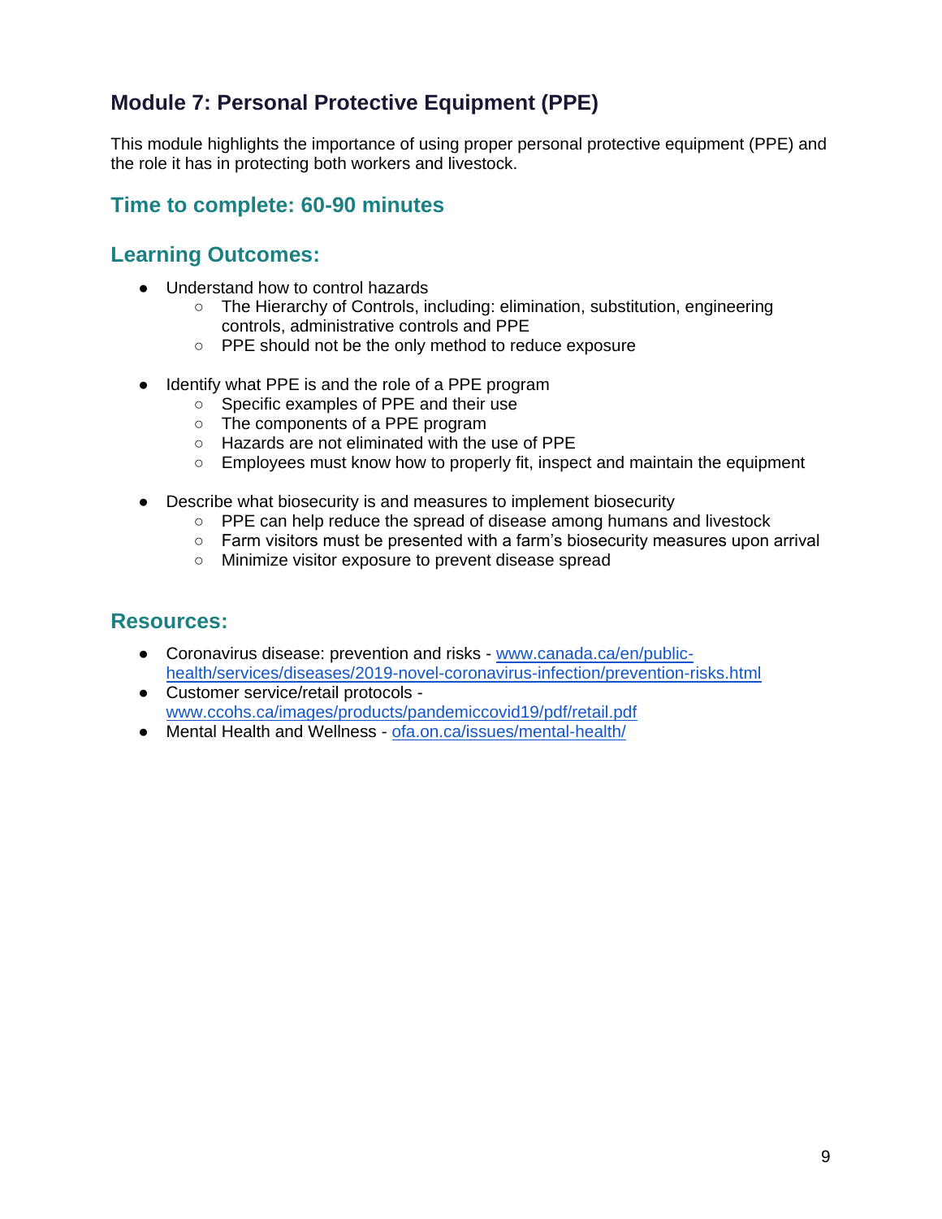## Module 7: Personal Protective Equipment (PPE)

This module highlights the importance of using proper personal protective equipment (PPE) and the role it has in protecting both workers and livestock.

### Time to complete: 60-90 minutes

### Learning Outcomes:

- Understand how to control hazards
  - The Hierarchy of Controls, including: elimination, substitution, engineering controls, administrative controls and PPE
  - PPE should not be the only method to reduce exposure

- Identify what PPE is and the role of a PPE program
  - Specific examples of PPE and their use
  - The components of a PPE program
  - Hazards are not eliminated with the use of PPE
  - Employees must know how to properly fit, inspect and maintain the equipment

- Describe what biosecurity is and measures to implement biosecurity
  - PPE can help reduce the spread of disease among humans and livestock
  - Farm visitors must be presented with a farm's biosecurity measures upon arrival
  - Minimize visitor exposure to prevent disease spread

### Resources:

- Coronavirus disease: prevention and risks - [www.canada.ca/en/public-health/services/diseases/2019-novel-coronavirus-infection/prevention-risks.html](https://www.canada.ca/en/public-health/services/diseases/2019-novel-coronavirus-infection/prevention-risks.html)
- Customer service/retail protocols - [www.ccohs.ca/images/products/pandemiccovid19/pdf/retail.pdf](https://www.ccohs.ca/images/products/pandemiccovid19/pdf/retail.pdf)
- Mental Health and Wellness - [ofa.on.ca/issues/mental-health/](https://ofa.on.ca/issues/mental-health/)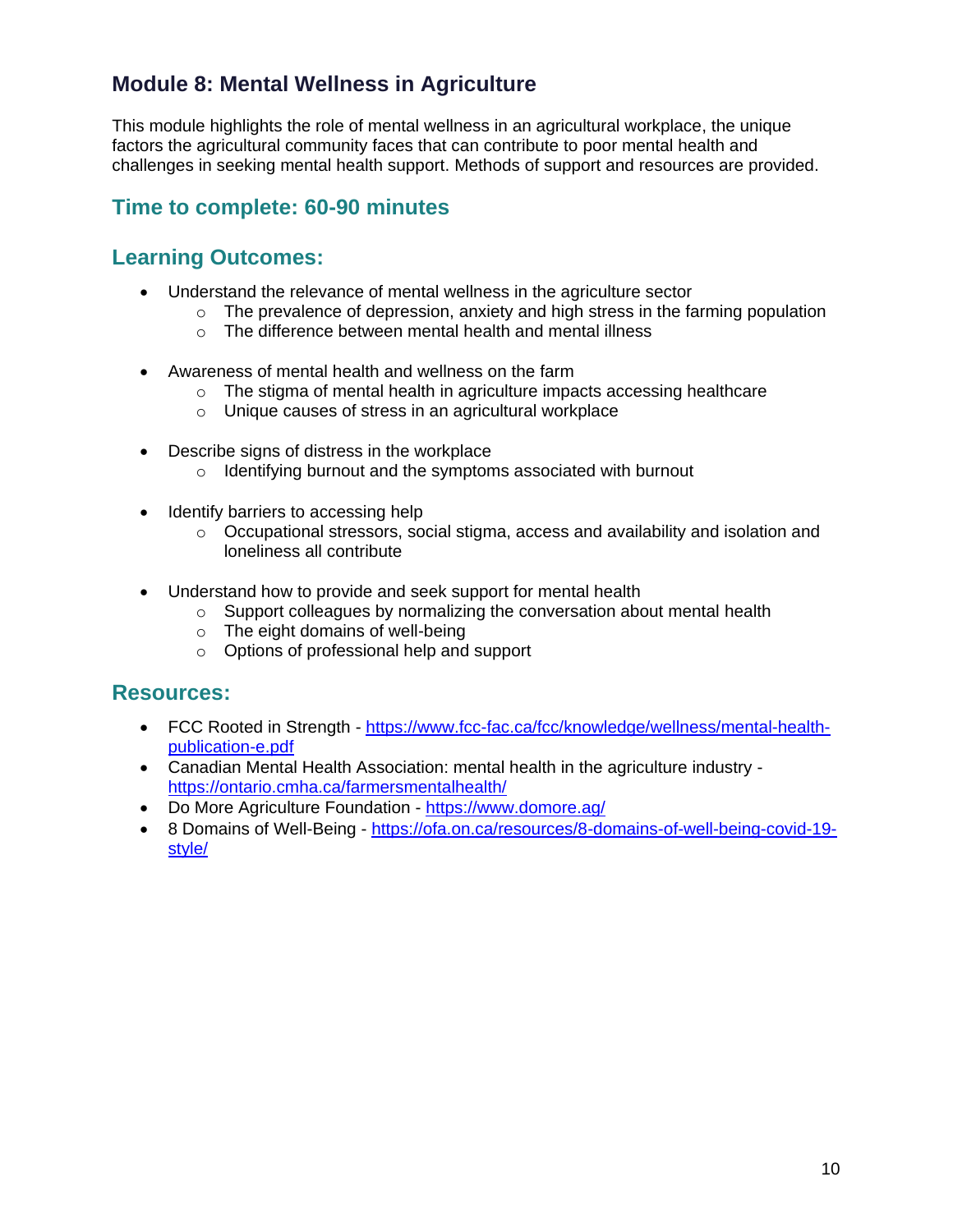## Module 8: Mental Wellness in Agriculture

This module highlights the role of mental wellness in an agricultural workplace, the unique factors the agricultural community faces that can contribute to poor mental health and challenges in seeking mental health support. Methods of support and resources are provided.

### Time to complete: 60-90 minutes

### Learning Outcomes:

- Understand the relevance of mental wellness in the agriculture sector
  - The prevalence of depression, anxiety and high stress in the farming population
  - The difference between mental health and mental illness
- Awareness of mental health and wellness on the farm
  - The stigma of mental health in agriculture impacts accessing healthcare
  - Unique causes of stress in an agricultural workplace
- Describe signs of distress in the workplace
  - Identifying burnout and the symptoms associated with burnout
- Identify barriers to accessing help
  - Occupational stressors, social stigma, access and availability and isolation and loneliness all contribute
- Understand how to provide and seek support for mental health
  - Support colleagues by normalizing the conversation about mental health
  - The eight domains of well-being
  - Options of professional help and support

### Resources:

- FCC Rooted in Strength - https://www.fcc-fac.ca/fcc/knowledge/wellness/mental-health-publication-e.pdf
- Canadian Mental Health Association: mental health in the agriculture industry - https://ontario.cmha.ca/farmersmentalhealth/
- Do More Agriculture Foundation - https://www.domore.ag/
- 8 Domains of Well-Being - https://ofa.on.ca/resources/8-domains-of-well-being-covid-19-style/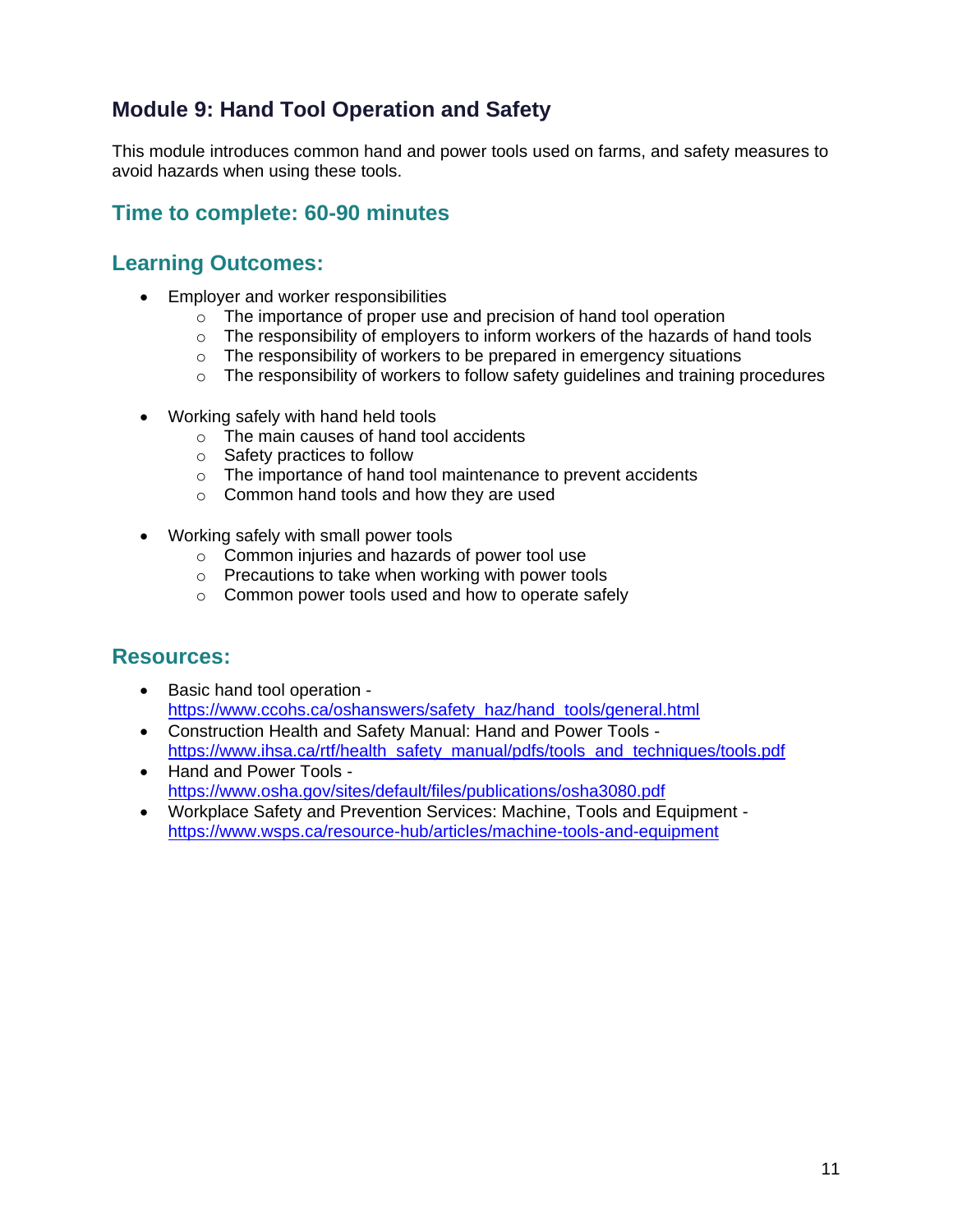## Module 9: Hand Tool Operation and Safety

This module introduces common hand and power tools used on farms, and safety measures to avoid hazards when using these tools.

### Time to complete: 60-90 minutes

### Learning Outcomes:

- Employer and worker responsibilities
  - The importance of proper use and precision of hand tool operation
  - The responsibility of employers to inform workers of the hazards of hand tools
  - The responsibility of workers to be prepared in emergency situations
  - The responsibility of workers to follow safety guidelines and training procedures

- Working safely with hand held tools
  - The main causes of hand tool accidents
  - Safety practices to follow
  - The importance of hand tool maintenance to prevent accidents
  - Common hand tools and how they are used

- Working safely with small power tools
  - Common injuries and hazards of power tool use
  - Precautions to take when working with power tools
  - Common power tools used and how to operate safely

### Resources:

- Basic hand tool operation - https://www.ccohs.ca/oshanswers/safety_haz/hand_tools/general.html
- Construction Health and Safety Manual: Hand and Power Tools - https://www.ihsa.ca/rtf/health_safety_manual/pdfs/tools_and_techniques/tools.pdf
- Hand and Power Tools - https://www.osha.gov/sites/default/files/publications/osha3080.pdf
- Workplace Safety and Prevention Services: Machine, Tools and Equipment - https://www.wsps.ca/resource-hub/articles/machine-tools-and-equipment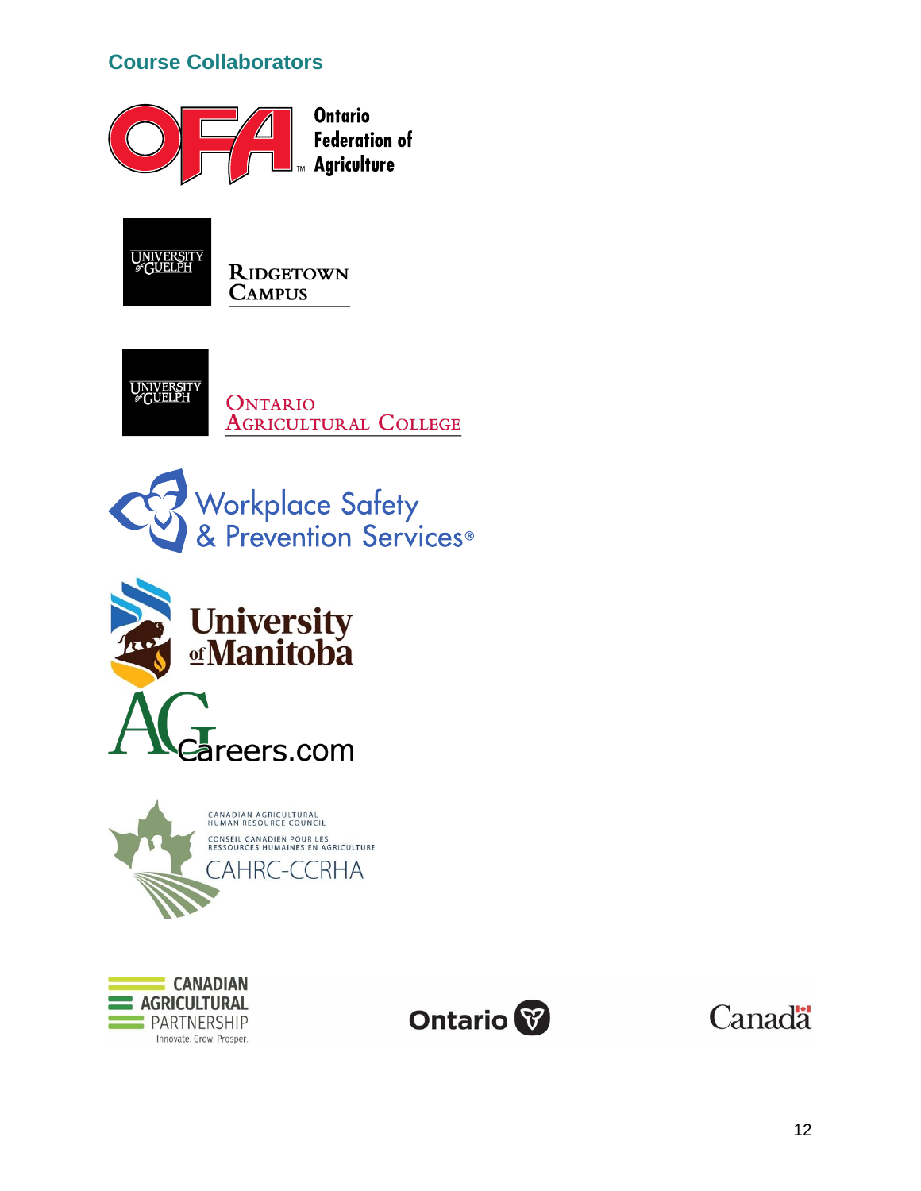## Course Collaborators

Ontario Federation of Agriculture

University of Guelph Ridgetown Campus

University of Guelph Ontario Agricultural College

Workplace Safety & Prevention Services®

University of Manitoba

AgCareers.com

CANADIAN AGRICULTURAL HUMAN RESOURCE COUNCIL
CONSEIL CANADIEN POUR LES RESSOURCES HUMAINES EN AGRICULTURE
CAHRC-CCRHA

CANADIAN AGRICULTURAL PARTNERSHIP
Innovate. Grow. Prosper.

Ontario

Canada